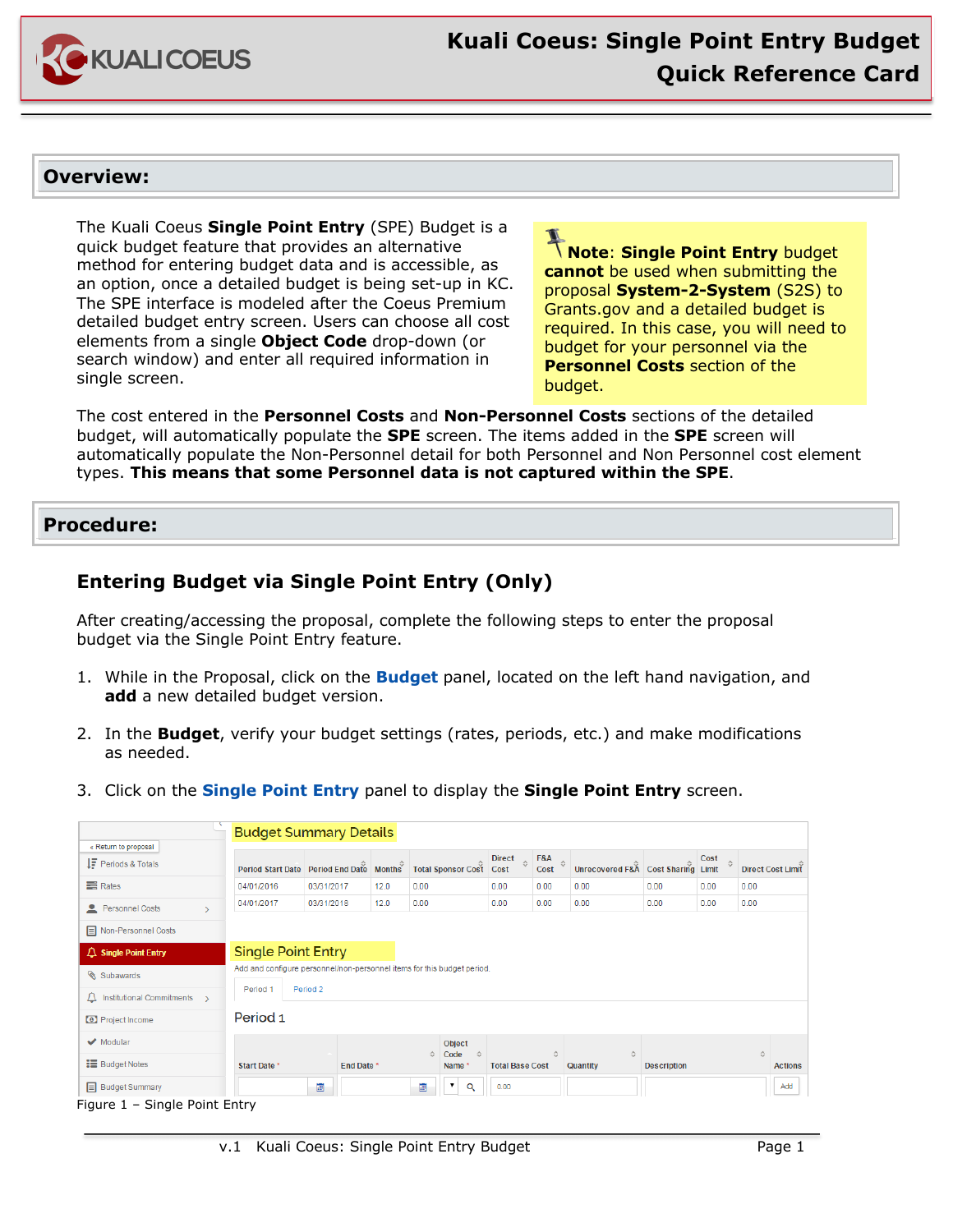# Kuali Coeus: Single Point Entry Budget Quick Reference Card

## Overview:

The Kuali Coeus **Single Point Entry** (SPE) Budget is a quick budget feature that provides an alternative method for entering budget data and is accessible, as an option, once a detailed budget is being set-up in KC. The SPE interface is modeled after the Coeus Premium detailed budget entry screen. Users can choose all cost elements from a single **Object Code** drop-down (or search window) and enter all required information in single screen.

**Note**: **Single Point Entry** budget **cannot** be used when submitting the proposal **System-2-System** (S2S) to Grants.gov and a detailed budget is required. In this case, you will need to budget for your personnel via the **Personnel Costs** section of the budget.

The cost entered in the **Personnel Costs** and **Non-Personnel Costs** sections of the detailed budget, will automatically populate the **SPE** screen. The items added in the **SPE** screen will automatically populate the Non-Personnel detail for both Personnel and Non Personnel cost element types. **This means that some Personnel data is not captured within the SPE**.

## Procedure:

### Entering Budget via Single Point Entry (Only)

After creating/accessing the proposal, complete the following steps to enter the proposal budget via the Single Point Entry feature.

1. While in the Proposal, click on the **Budget** panel, located on the left hand navigation, and **add** a new detailed budget version.
2. In the **Budget**, verify your budget settings (rates, periods, etc.) and make modifications as needed.
3. Click on the **Single Point Entry** panel to display the **Single Point Entry** screen.

Figure 1 – Single Point Entry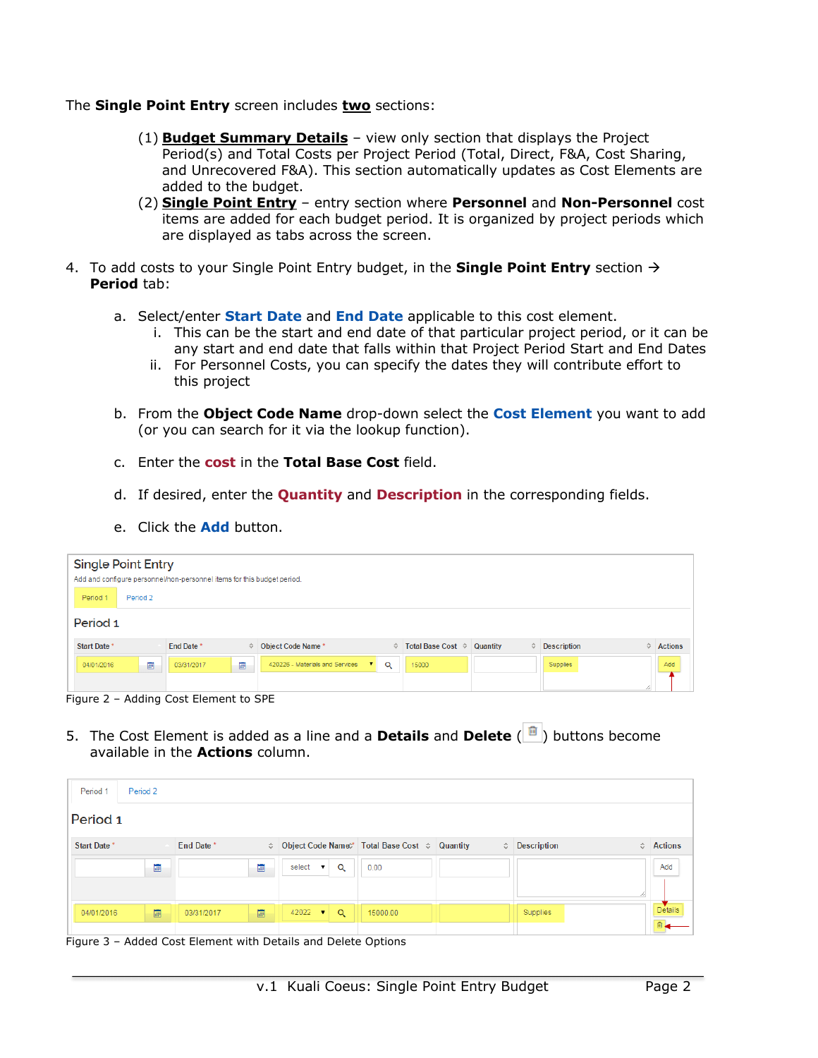The **Single Point Entry** screen includes **two** sections:

(1) **Budget Summary Details** – view only section that displays the Project Period(s) and Total Costs per Project Period (Total, Direct, F&A, Cost Sharing, and Unrecovered F&A). This section automatically updates as Cost Elements are added to the budget.

(2) **Single Point Entry** – entry section where **Personnel** and **Non-Personnel** cost items are added for each budget period. It is organized by project periods which are displayed as tabs across the screen.

4. To add costs to your Single Point Entry budget, in the **Single Point Entry** section → **Period** tab:

   a. Select/enter **Start Date** and **End Date** applicable to this cost element.
      i. This can be the start and end date of that particular project period, or it can be any start and end date that falls within that Project Period Start and End Dates
      ii. For Personnel Costs, you can specify the dates they will contribute effort to this project

   b. From the **Object Code Name** drop-down select the **Cost Element** you want to add (or you can search for it via the lookup function).

   c. Enter the **cost** in the **Total Base Cost** field.

   d. If desired, enter the **Quantity** and **Description** in the corresponding fields.

   e. Click the **Add** button.

Figure 2 – Adding Cost Element to SPE

5. The Cost Element is added as a line and a **Details** and **Delete** ( ) buttons become available in the **Actions** column.

Figure 3 – Added Cost Element with Details and Delete Options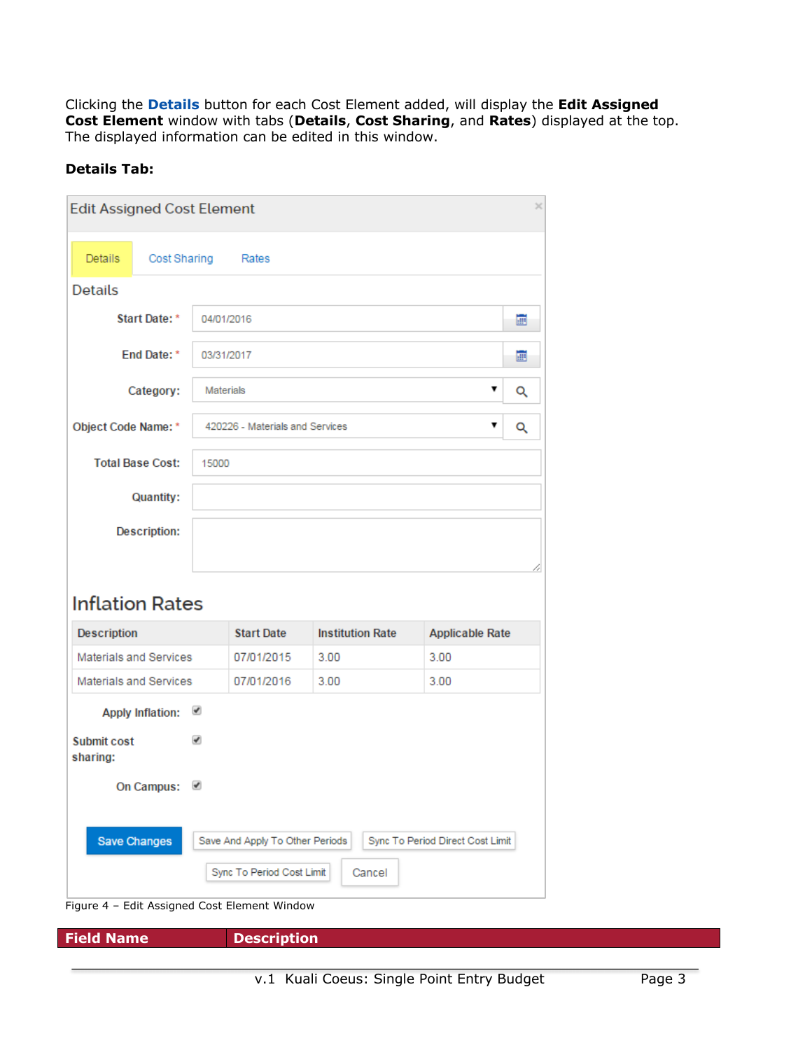Clicking the **Details** button for each Cost Element added, will display the **Edit Assigned Cost Element** window with tabs (**Details**, **Cost Sharing**, and **Rates**) displayed at the top. The displayed information can be edited in this window.

**Details Tab:**

Edit Assigned Cost Element

Details | Cost Sharing | Rates

Details

Start Date: * 04/01/2016

End Date: * 03/31/2017

Category: Materials

Object Code Name: * 420226 - Materials and Services

Total Base Cost: 15000

Quantity:

Description:

Inflation Rates

| Description | Start Date | Institution Rate | Applicable Rate |
| --- | --- | --- | --- |
| Materials and Services | 07/01/2015 | 3.00 | 3.00 |
| Materials and Services | 07/01/2016 | 3.00 | 3.00 |

Apply Inflation: ☑

Submit cost sharing: ☑

On Campus: ☑

Save Changes | Save And Apply To Other Periods | Sync To Period Direct Cost Limit | Sync To Period Cost Limit | Cancel

Figure 4 – Edit Assigned Cost Element Window

| Field Name | Description |
| --- | --- |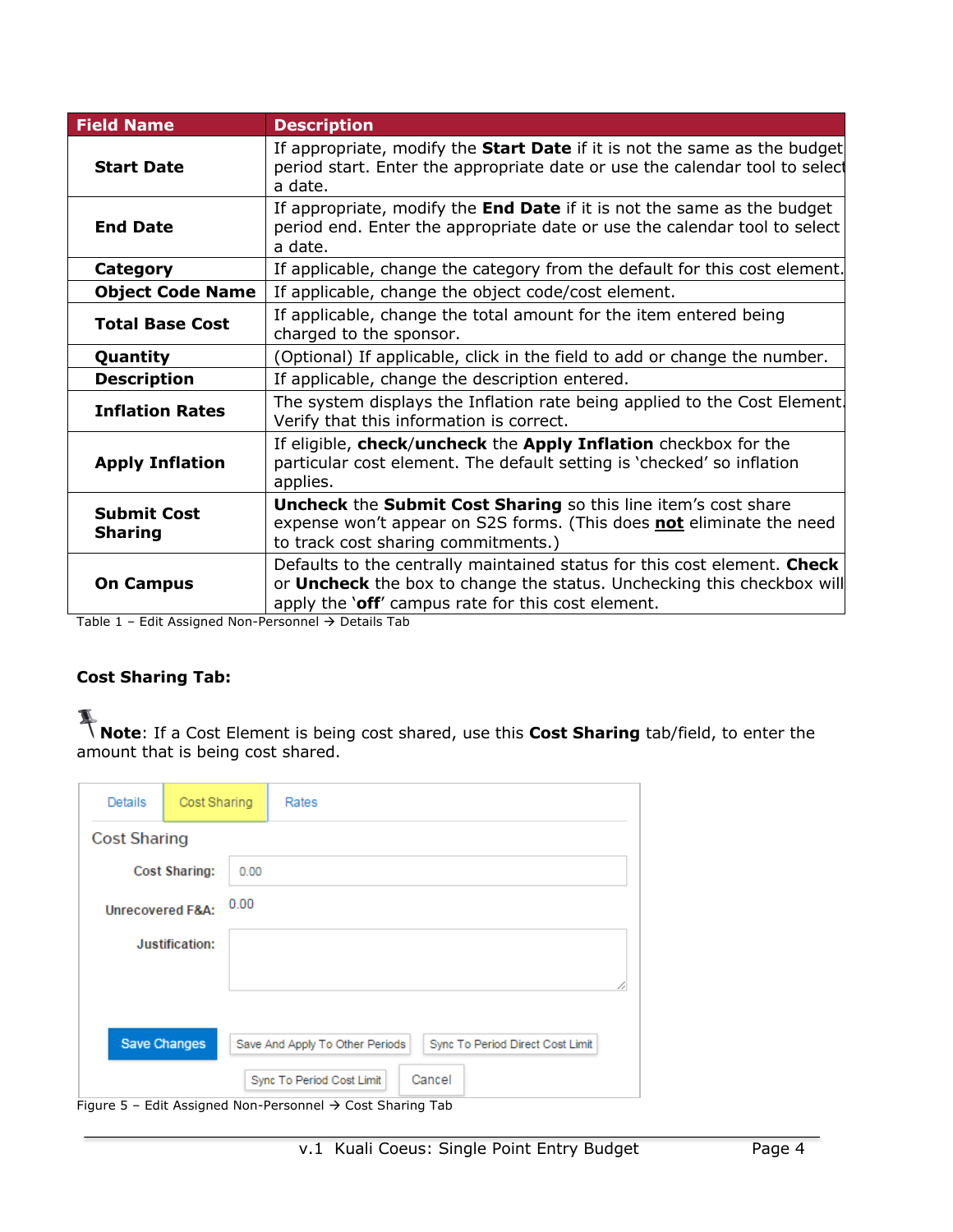| Field Name | Description |
|---|---|
| **Start Date** | If appropriate, modify the **Start Date** if it is not the same as the budget period start. Enter the appropriate date or use the calendar tool to select a date. |
| **End Date** | If appropriate, modify the **End Date** if it is not the same as the budget period end. Enter the appropriate date or use the calendar tool to select a date. |
| **Category** | If applicable, change the category from the default for this cost element. |
| **Object Code Name** | If applicable, change the object code/cost element. |
| **Total Base Cost** | If applicable, change the total amount for the item entered being charged to the sponsor. |
| **Quantity** | (Optional) If applicable, click in the field to add or change the number. |
| **Description** | If applicable, change the description entered. |
| **Inflation Rates** | The system displays the Inflation rate being applied to the Cost Element. Verify that this information is correct. |
| **Apply Inflation** | If eligible, **check**/**uncheck** the **Apply Inflation** checkbox for the particular cost element. The default setting is 'checked' so inflation applies. |
| **Submit Cost Sharing** | **Uncheck** the **Submit Cost Sharing** so this line item's cost share expense won't appear on S2S forms. (This does **not** eliminate the need to track cost sharing commitments.) |
| **On Campus** | Defaults to the centrally maintained status for this cost element. **Check** or **Uncheck** the box to change the status. Unchecking this checkbox will apply the '**off**' campus rate for this cost element. |

Table 1 – Edit Assigned Non-Personnel → Details Tab

**Cost Sharing Tab:**

**Note**: If a Cost Element is being cost shared, use this **Cost Sharing** tab/field, to enter the amount that is being cost shared.

Figure 5 – Edit Assigned Non-Personnel → Cost Sharing Tab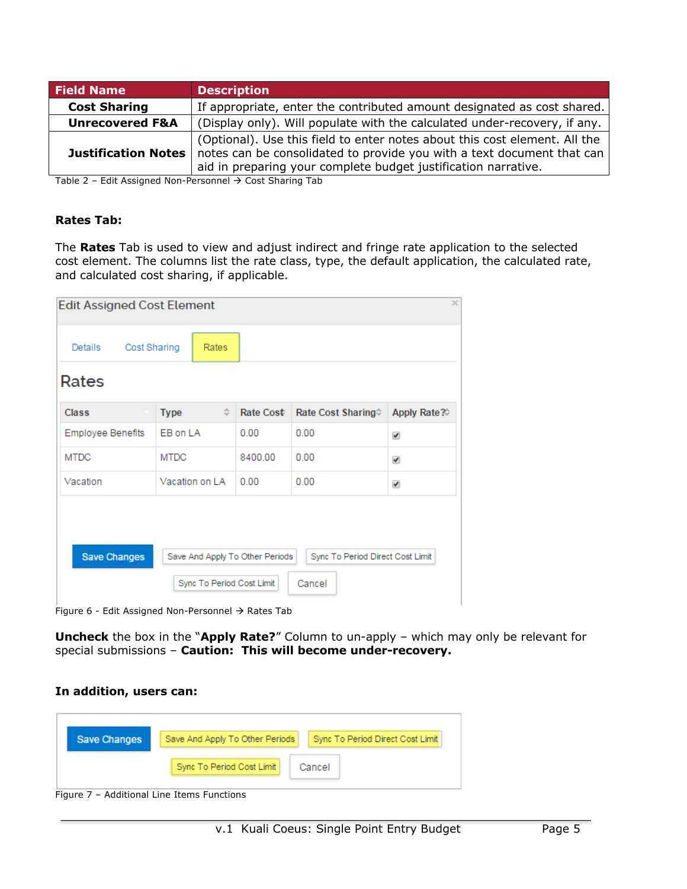| Field Name | Description |
|---|---|
| **Cost Sharing** | If appropriate, enter the contributed amount designated as cost shared. |
| **Unrecovered F&A** | (Display only). Will populate with the calculated under-recovery, if any. |
| **Justification Notes** | (Optional). Use this field to enter notes about this cost element. All the notes can be consolidated to provide you with a text document that can aid in preparing your complete budget justification narrative. |

Table 2 – Edit Assigned Non-Personnel → Cost Sharing Tab

**Rates Tab:**

The **Rates** Tab is used to view and adjust indirect and fringe rate application to the selected cost element. The columns list the rate class, type, the default application, the calculated rate, and calculated cost sharing, if applicable.

Figure 6 - Edit Assigned Non-Personnel → Rates Tab

**Uncheck** the box in the "**Apply Rate?**" Column to un-apply – which may only be relevant for special submissions – **Caution: This will become under-recovery.**

**In addition, users can:**

Figure 7 – Additional Line Items Functions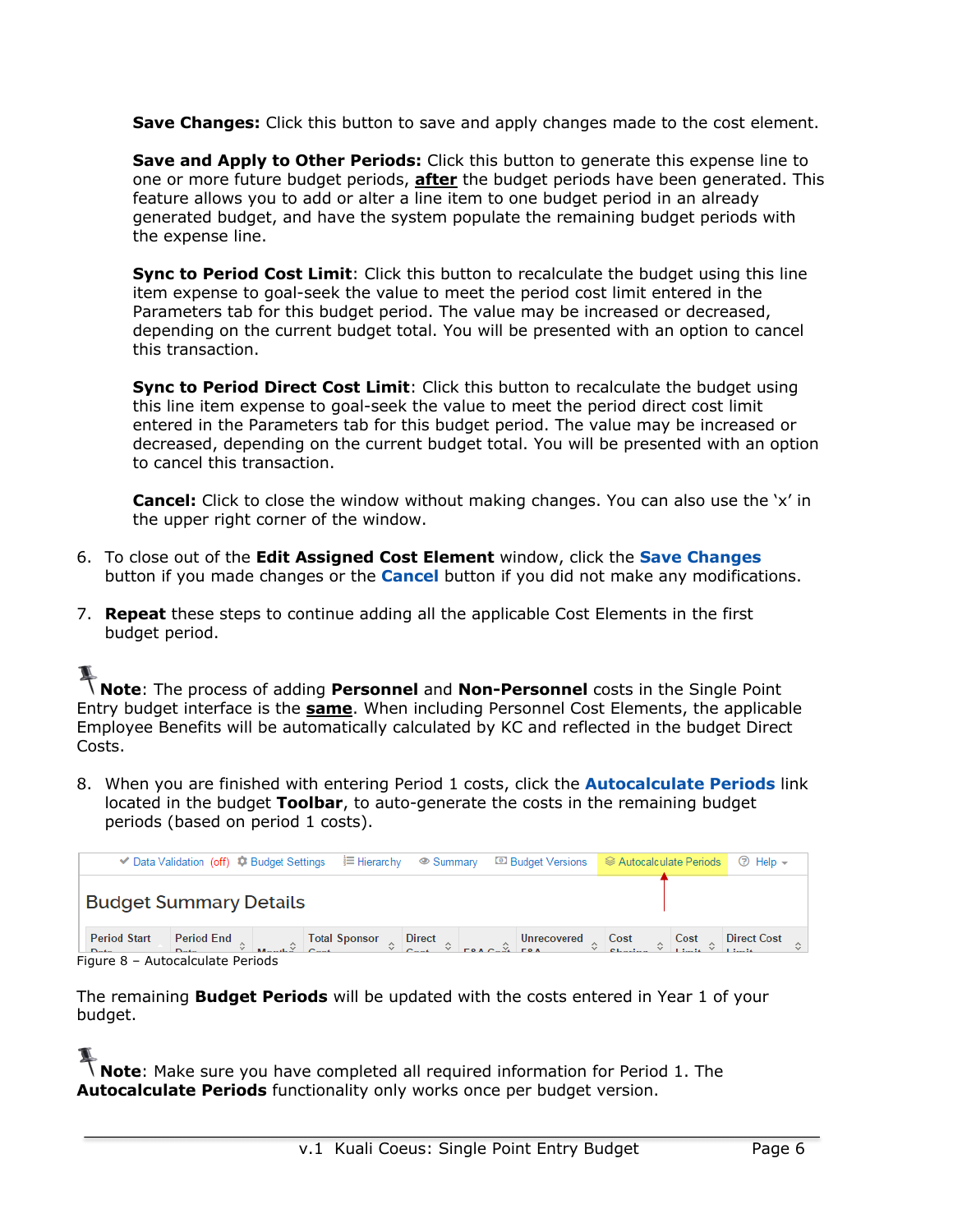**Save Changes:** Click this button to save and apply changes made to the cost element.

**Save and Apply to Other Periods:** Click this button to generate this expense line to one or more future budget periods, **after** the budget periods have been generated. This feature allows you to add or alter a line item to one budget period in an already generated budget, and have the system populate the remaining budget periods with the expense line.

**Sync to Period Cost Limit**: Click this button to recalculate the budget using this line item expense to goal-seek the value to meet the period cost limit entered in the Parameters tab for this budget period. The value may be increased or decreased, depending on the current budget total. You will be presented with an option to cancel this transaction.

**Sync to Period Direct Cost Limit**: Click this button to recalculate the budget using this line item expense to goal-seek the value to meet the period direct cost limit entered in the Parameters tab for this budget period. The value may be increased or decreased, depending on the current budget total. You will be presented with an option to cancel this transaction.

**Cancel:** Click to close the window without making changes. You can also use the 'x' in the upper right corner of the window.

6. To close out of the **Edit Assigned Cost Element** window, click the **Save Changes** button if you made changes or the **Cancel** button if you did not make any modifications.

7. **Repeat** these steps to continue adding all the applicable Cost Elements in the first budget period.

**Note**: The process of adding **Personnel** and **Non-Personnel** costs in the Single Point Entry budget interface is the **same**. When including Personnel Cost Elements, the applicable Employee Benefits will be automatically calculated by KC and reflected in the budget Direct Costs.

8. When you are finished with entering Period 1 costs, click the **Autocalculate Periods** link located in the budget **Toolbar**, to auto-generate the costs in the remaining budget periods (based on period 1 costs).

Figure 8 – Autocalculate Periods

The remaining **Budget Periods** will be updated with the costs entered in Year 1 of your budget.

**Note**: Make sure you have completed all required information for Period 1. The **Autocalculate Periods** functionality only works once per budget version.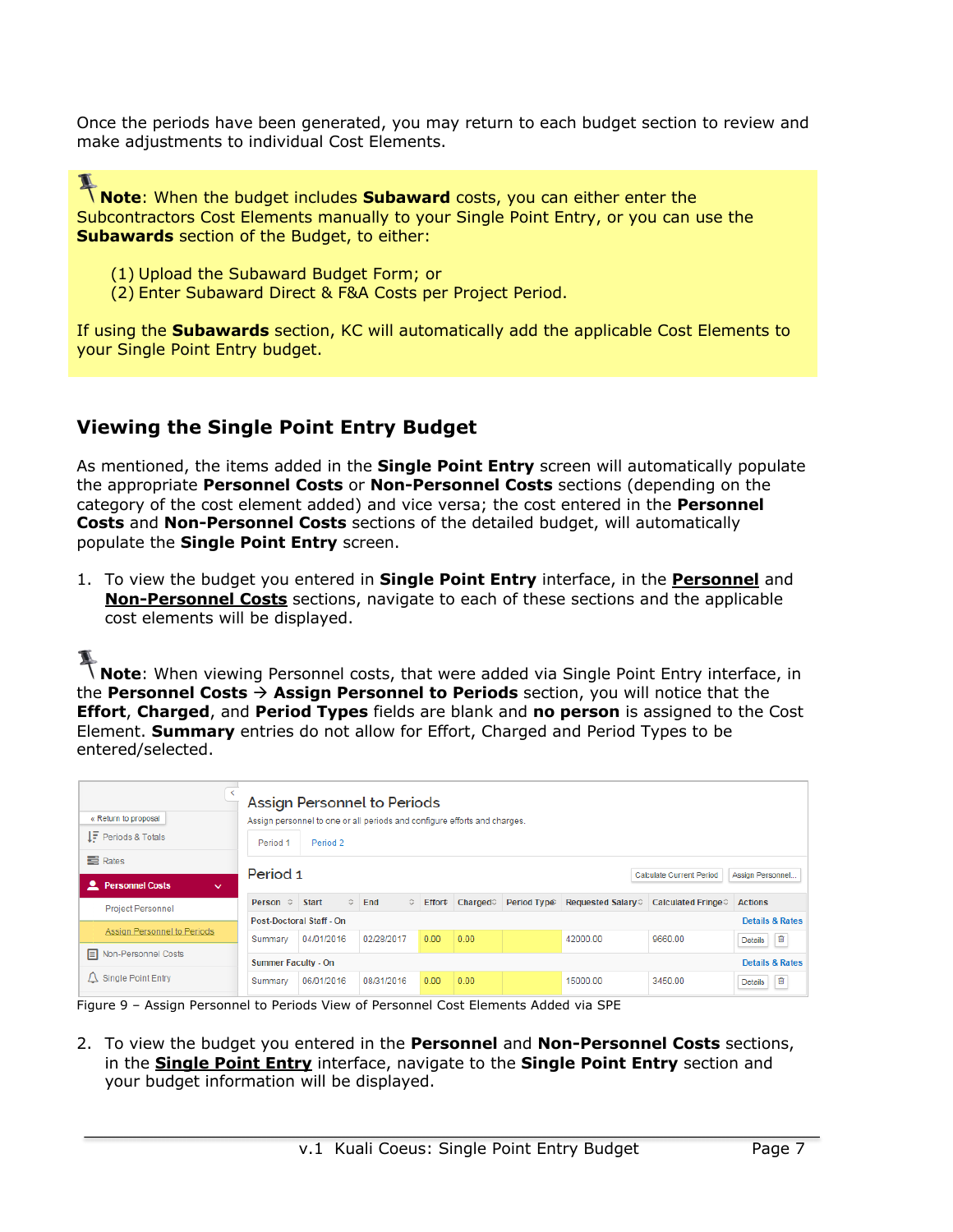Once the periods have been generated, you may return to each budget section to review and make adjustments to individual Cost Elements.

**Note**: When the budget includes **Subaward** costs, you can either enter the Subcontractors Cost Elements manually to your Single Point Entry, or you can use the **Subawards** section of the Budget, to either:

(1) Upload the Subaward Budget Form; or
(2) Enter Subaward Direct & F&A Costs per Project Period.

If using the **Subawards** section, KC will automatically add the applicable Cost Elements to your Single Point Entry budget.

## Viewing the Single Point Entry Budget

As mentioned, the items added in the **Single Point Entry** screen will automatically populate the appropriate **Personnel Costs** or **Non-Personnel Costs** sections (depending on the category of the cost element added) and vice versa; the cost entered in the **Personnel Costs** and **Non-Personnel Costs** sections of the detailed budget, will automatically populate the **Single Point Entry** screen.

1. To view the budget you entered in **Single Point Entry** interface, in the **Personnel** and **Non-Personnel Costs** sections, navigate to each of these sections and the applicable cost elements will be displayed.

**Note**: When viewing Personnel costs, that were added via Single Point Entry interface, in the **Personnel Costs → Assign Personnel to Periods** section, you will notice that the **Effort**, **Charged**, and **Period Types** fields are blank and **no person** is assigned to the Cost Element. **Summary** entries do not allow for Effort, Charged and Period Types to be entered/selected.

Figure 9 – Assign Personnel to Periods View of Personnel Cost Elements Added via SPE

2. To view the budget you entered in the **Personnel** and **Non-Personnel Costs** sections, in the **Single Point Entry** interface, navigate to the **Single Point Entry** section and your budget information will be displayed.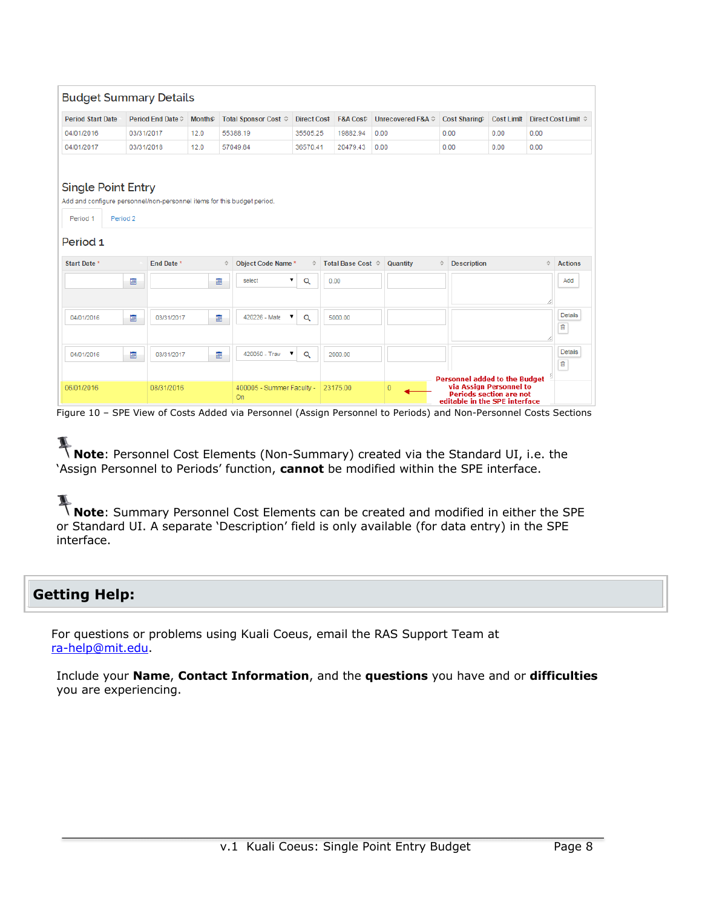Budget Summary Details

| Period Start Date | Period End Date | Months | Total Sponsor Cost | Direct Cost | F&A Cost | Unrecovered F&A | Cost Sharing | Cost Limit | Direct Cost Limit |
|---|---|---|---|---|---|---|---|---|---|
| 04/01/2016 | 03/31/2017 | 12.0 | 55388.19 | 35505.25 | 19882.94 | 0.00 | 0.00 | 0.00 | 0.00 |
| 04/01/2017 | 03/31/2018 | 12.0 | 57049.84 | 36570.41 | 20479.43 | 0.00 | 0.00 | 0.00 | 0.00 |

Single Point Entry

Add and configure personnel/non-personnel items for this budget period.

Period 1 | Period 2

Period 1

| Start Date * | End Date * | Object Code Name * | Total Base Cost | Quantity | Description | Actions |
|---|---|---|---|---|---|---|
| | | select | 0.00 | | | Add |
| 04/01/2016 | 03/31/2017 | 420226 - Mate | 5000.00 | | | Details |
| 04/01/2016 | 03/31/2017 | 420050 - Trav | 2000.00 | | | Details |
| 06/01/2016 | 08/31/2016 | 400005 - Summer Faculty - On | 23175.00 | 0 | | |

Personnel added to the Budget via Assign Personnel to Periods section are not editable in the SPE interface

Figure 10 – SPE View of Costs Added via Personnel (Assign Personnel to Periods) and Non-Personnel Costs Sections

**Note**: Personnel Cost Elements (Non-Summary) created via the Standard UI, i.e. the 'Assign Personnel to Periods' function, **cannot** be modified within the SPE interface.

**Note**: Summary Personnel Cost Elements can be created and modified in either the SPE or Standard UI. A separate 'Description' field is only available (for data entry) in the SPE interface.

## Getting Help:

For questions or problems using Kuali Coeus, email the RAS Support Team at ra-help@mit.edu.

Include your **Name**, **Contact Information**, and the **questions** you have and or **difficulties** you are experiencing.